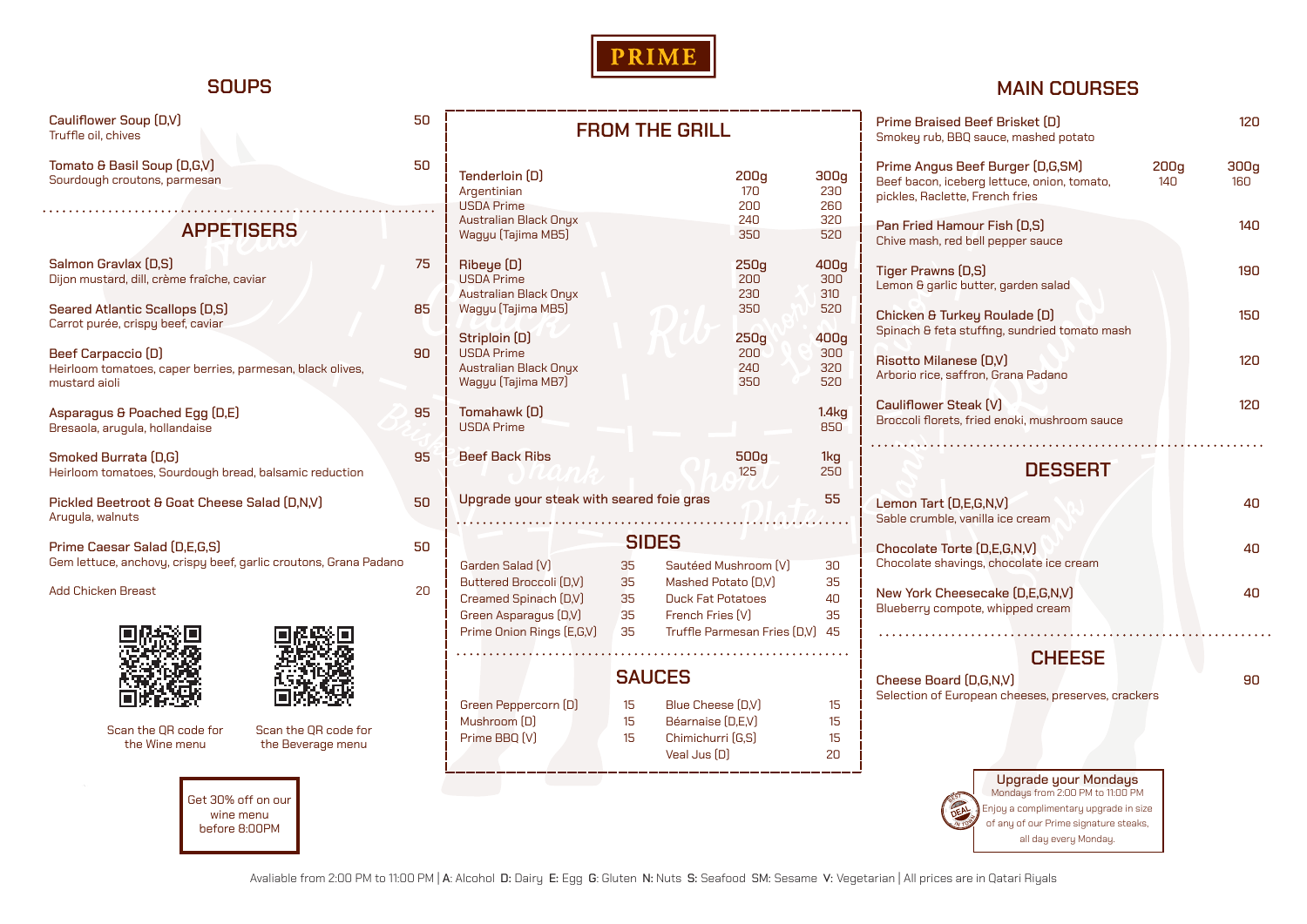# PRIME

## SOUPS

Cauliflower Soup (D,V) — 50
Truffle oil, chives

Tomato & Basil Soup (D,G,V) — 50
Sourdough croutons, parmesan

## APPETISERS

Salmon Gravlax (D,S) — 75
Dijon mustard, dill, crème fraîche, caviar

Seared Atlantic Scallops (D,S) — 85
Carrot purée, crispy beef, caviar

Beef Carpaccio (D) — 90
Heirloom tomatoes, caper berries, parmesan, black olives, mustard aioli

Asparagus & Poached Egg (D,E) — 95
Bresaola, arugula, hollandaise

Smoked Burrata (D,G) — 95
Heirloom tomatoes, Sourdough bread, balsamic reduction

Pickled Beetroot & Goat Cheese Salad (D,N,V) — 50
Arugula, walnuts

Prime Caesar Salad (D,E,G,S) — 50
Gem lettuce, anchovy, crispy beef, garlic croutons, Grana Padano

Add Chicken Breast — 20

Scan the QR code for the Wine menu

Scan the QR code for the Beverage menu

Get 30% off on our wine menu before 8:00PM

## FROM THE GRILL

| Tenderloin (D) | 200g | 300g |
|---|---|---|
| Argentinian | 170 | 230 |
| USDA Prime | 200 | 260 |
| Australian Black Onyx | 240 | 320 |
| Wagyu (Tajima MB5) | 350 | 520 |

| Ribeye (D) | 250g | 400g |
|---|---|---|
| USDA Prime | 200 | 300 |
| Australian Black Onyx | 230 | 310 |
| Wagyu (Tajima MB5) | 350 | 520 |

| Striploin (D) | 250g | 400g |
|---|---|---|
| USDA Prime | 200 | 300 |
| Australian Black Onyx | 240 | 320 |
| Wagyu (Tajima MB7) | 350 | 520 |

| Tomahawk (D) | | 1.4kg |
|---|---|---|
| USDA Prime | | 850 |

| Beef Back Ribs | 500g | 1kg |
|---|---|---|
| | 125 | 250 |

Upgrade your steak with seared foie gras — 55

## SIDES

| | | | |
|---|---|---|---|
| Garden Salad (V) | 35 | Sautéed Mushroom (V) | 30 |
| Buttered Broccoli (D,V) | 35 | Mashed Potato (D,V) | 35 |
| Creamed Spinach (D,V) | 35 | Duck Fat Potatoes | 40 |
| Green Asparagus (D,V) | 35 | French Fries (V) | 35 |
| Prime Onion Rings (E,G,V) | 35 | Truffle Parmesan Fries (D,V) | 45 |

## SAUCES

| | | | |
|---|---|---|---|
| Green Peppercorn (D) | 15 | Blue Cheese (D,V) | 15 |
| Mushroom (D) | 15 | Béarnaise (D,E,V) | 15 |
| Prime BBQ (V) | 15 | Chimichurri (G,S) | 15 |
| | | Veal Jus (D) | 20 |

## MAIN COURSES

Prime Braised Beef Brisket (D) — 120
Smokey rub, BBQ sauce, mashed potato

Prime Angus Beef Burger (D,G,SM) — 200g: 140 | 300g: 160
Beef bacon, iceberg lettuce, onion, tomato, pickles, Raclette, French fries

Pan Fried Hamour Fish (D,S) — 140
Chive mash, red bell pepper sauce

Tiger Prawns (D,S) — 190
Lemon & garlic butter, garden salad

Chicken & Turkey Roulade (D) — 150
Spinach & feta stuffing, sundried tomato mash

Risotto Milanese (D,V) — 120
Arborio rice, saffron, Grana Padano

Cauliflower Steak (V) — 120
Broccoli florets, fried enoki, mushroom sauce

## DESSERT

Lemon Tart (D,E,G,N,V) — 40
Sable crumble, vanilla ice cream

Chocolate Torte (D,E,G,N,V) — 40
Chocolate shavings, chocolate ice cream

New York Cheesecake (D,E,G,N,V) — 40
Blueberry compote, whipped cream

## CHEESE

Cheese Board (D,G,N,V) — 90
Selection of European cheeses, preserves, crackers

**Upgrade your Mondays**
Mondays from 2:00 PM to 11:00 PM
Enjoy a complimentary upgrade in size of any of our Prime signature steaks, all day every Monday.

Avaliable from 2:00 PM to 11:00 PM | A: Alcohol D: Dairy E: Egg G: Gluten N: Nuts S: Seafood SM: Sesame V: Vegetarian | All prices are in Qatari Riyals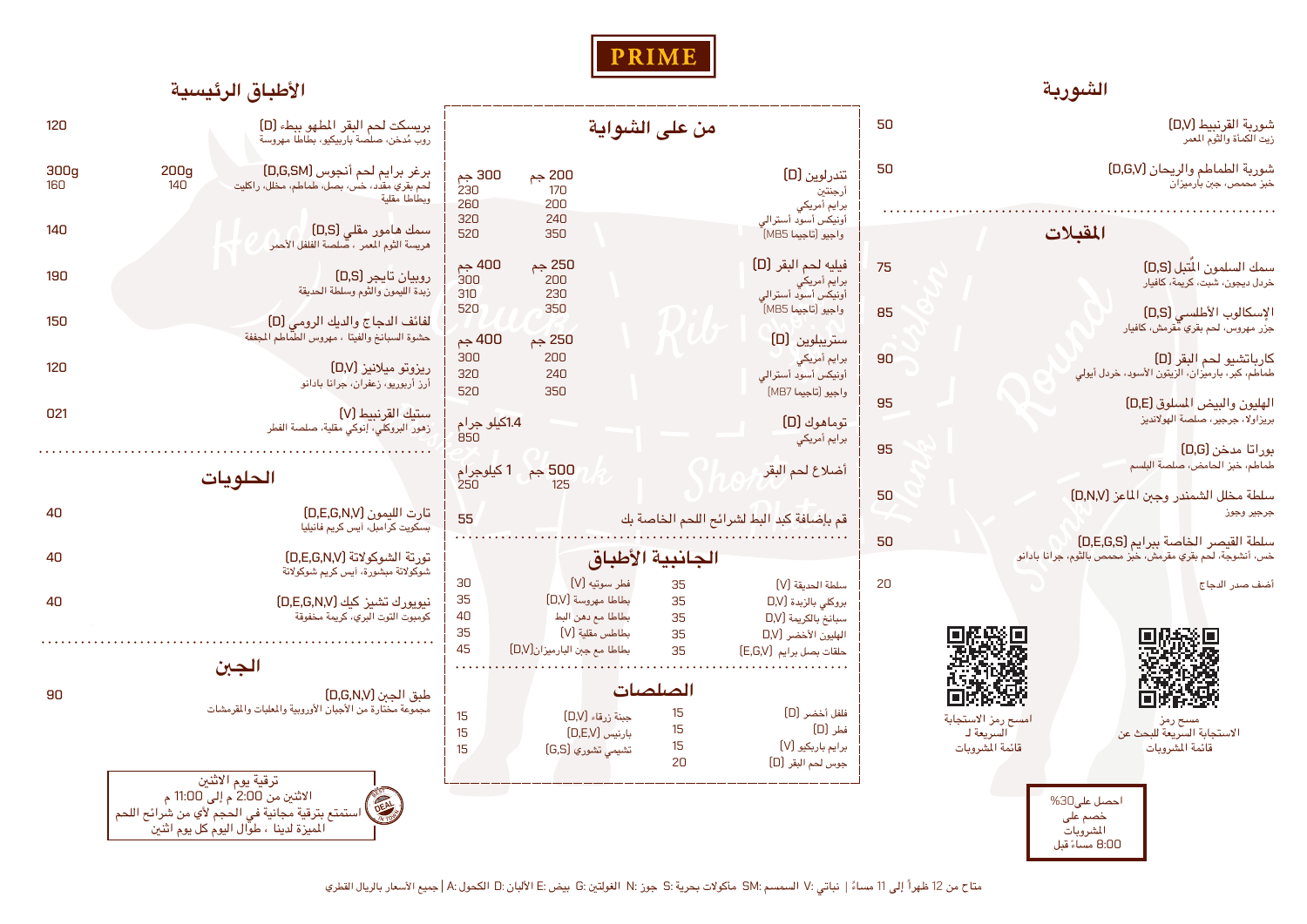# PRIME

## الشوربة

| | |
|---|---|
| شوربة القرنبيط (D,V) <br> زيت الكمأة والثوم المعمر | 50 |
| شوربة الطماطم والريحان (D,G,V) <br> خبز محمص، جبن بارميزان | 50 |

## المقبلات

| | |
|---|---|
| سمك السلمون المُتبل (D,S) <br> خردل ديجون، شبت، كريمة، كافيار | 75 |
| الإسكالوب الأطلسي (D,S) <br> جزر مهروس، لحم بقري مقرمش، كافيار | 85 |
| كارباتشيو لحم البقر (D) <br> طماطم، كبر، بارميزان، الزيتون الأسود، خردل أيولي | 90 |
| الهليون والبيض المسلوق (D,E) <br> بريزاولا، جرجير، صلصة الهولانديز | 95 |
| بوراتا مدخن (D,G) <br> طماطم، خبز الحامض، صلصة البلسم | 95 |
| سلطة مخلل الشمندر وجبن الماعز (D,N,V) <br> جرجير وجوز | 50 |
| سلطة القيصر الخاصة ببرايم (D,E,G,S) <br> خس، أنشوجة، لحم بقري مقرمش، خبز محمص بالثوم، جرانا بادانو | 50 |
| أضف صدر الدجاج | 20 |

امسح رمز الاستجابة السريعة لـ قائمة المشروبات

مسح رمز الاستجابة السريعة للبحث عن قائمة المشروبات

احصل على30% خصم على المشروبات قبل 8:00 مساءً

## من على الشواية

| | 200 جم | 300 جم |
|---|---|---|
| **تندرلوين (D)** | | |
| أرجنتين | 170 | 230 |
| برايم أمريكي | 200 | 260 |
| أونيكس أسود أسترالي | 240 | 320 |
| واجيو [تاجيما MB5] | 350 | 520 |

| | 250 جم | 400 جم |
|---|---|---|
| **فيليه لحم البقر (D)** | | |
| برايم أمريكي | 200 | 300 |
| أونيكس أسود أسترالي | 230 | 310 |
| واجيو [تاجيما MB5] | 350 | 520 |

| | 250 جم | 400 جم |
|---|---|---|
| **ستريبلوين (D)** | | |
| برايم أمريكي | 200 | 300 |
| أونيكس أسود أسترالي | 240 | 320 |
| واجيو [تاجيما MB7] | 350 | 520 |

| | | 1.4كيلو جرام |
|---|---|---|
| **توماهوك (D)** <br> برايم أمريكي | | 850 |

| | 500 جم | 1 كيلوجرام |
|---|---|---|
| أضلاع لحم البقر | 125 | 250 |

| | |
|---|---|
| قم بإضافة كبد البط لشرائح اللحم الخاصة بك | 55 |

## الجانبية الأطباق

| | | | |
|---|---|---|---|
| سلطة الحديقة (V) | 35 | فطر سوتيه (V) | 30 |
| بروكلي بالزبدة (D,V) | 35 | بطاطا مهروسة (D,V) | 35 |
| سبانخ بالكريمة (D,V) | 35 | بطاطا مع دهن البط | 40 |
| الهليون الأخضر (D,V) | 35 | بطاطس مقلية (V) | 35 |
| حلقات بصل برايم (E,G,V) | 35 | بطاطا مع جبن البارميزان(D,V) | 45 |

## الصلصات

| | | | |
|---|---|---|---|
| فلفل أخضر (D) | 15 | جبنة زرقاء (D,V) | 15 |
| فطر (D) | 15 | بارنيس (D,E,V) | 15 |
| برايم باربكيو (V) | 15 | تشيمي تشوري (G,S) | 15 |
| جوس لحم البقر (D) | 20 | | |

## الأطباق الرئيسية

| | | |
|---|---|---|
| بريسكت لحم البقر المطهو ببطء (D) <br> روب مُدخن، صلصة باربيكيو، بطاطا مهروسة | | 120 |
| | 200g | 300g |
| برغر برايم لحم أنجوس (D,G,SM) <br> لحم بقري مقدد، خس، بصل، طماطم، مخلل، راكليت وبطاطا مقلية | 140 | 160 |
| سمك هامور مقلي (D,S) <br> هريسة الثوم المعمر ، صلصة الفلفل الأحمر | | 140 |
| روبيان تايجر (D,S) <br> زبدة الليمون والثوم وسلطة الحديقة | | 190 |
| لفائف الدجاج والديك الرومي (D) <br> حشوة السبانخ والفيتا ، مهروس الطماطم المجففة | | 150 |
| ريزوتو ميلانيز (D,V) <br> أرز أربوريو، زعفران، جرانا بادانو | | 120 |
| ستيك القرنبيط (V) <br> زهور البروكلي، إنوكي مقلية، صلصة الفطر | | 021 |

## الحلويات

| | |
|---|---|
| تارت الليمون (D,E,G,N,V) <br> بسكويت كراميل، آيس كريم فانيليا | 40 |
| تورتة الشوكولاتة (D,E,G,N,V) <br> شوكولاتة مبشورة، آيس كريم شوكولاتة | 40 |
| نيويورك تشيز كيك (D,E,G,N,V) <br> كومبوت التوت البري، كريمة مخفوقة | 40 |

## الجبن

| | |
|---|---|
| طبق الجبن (D,G,N,V) <br> مجموعة مختارة من الأجبان الأوروبية والمعلبات والمقرمشات | 90 |

ترقية يوم الاثنين
الاثنين من 2:00 م إلى 11:00 م
استمتع بترقية مجانية في الحجم لأي من شرائح اللحم المميزة لدينا ، طوال اليوم كل يوم اثنين

BEST DEAL IN TOWN

متاح من 12 ظهراً إلى 11 مساءً | نباتي :V السمسم :SM مأكولات بحرية :S جوز :N الغولتين :G بيض :E الألبان :D الكحول :A | جميع الأسعار بالريال القطري